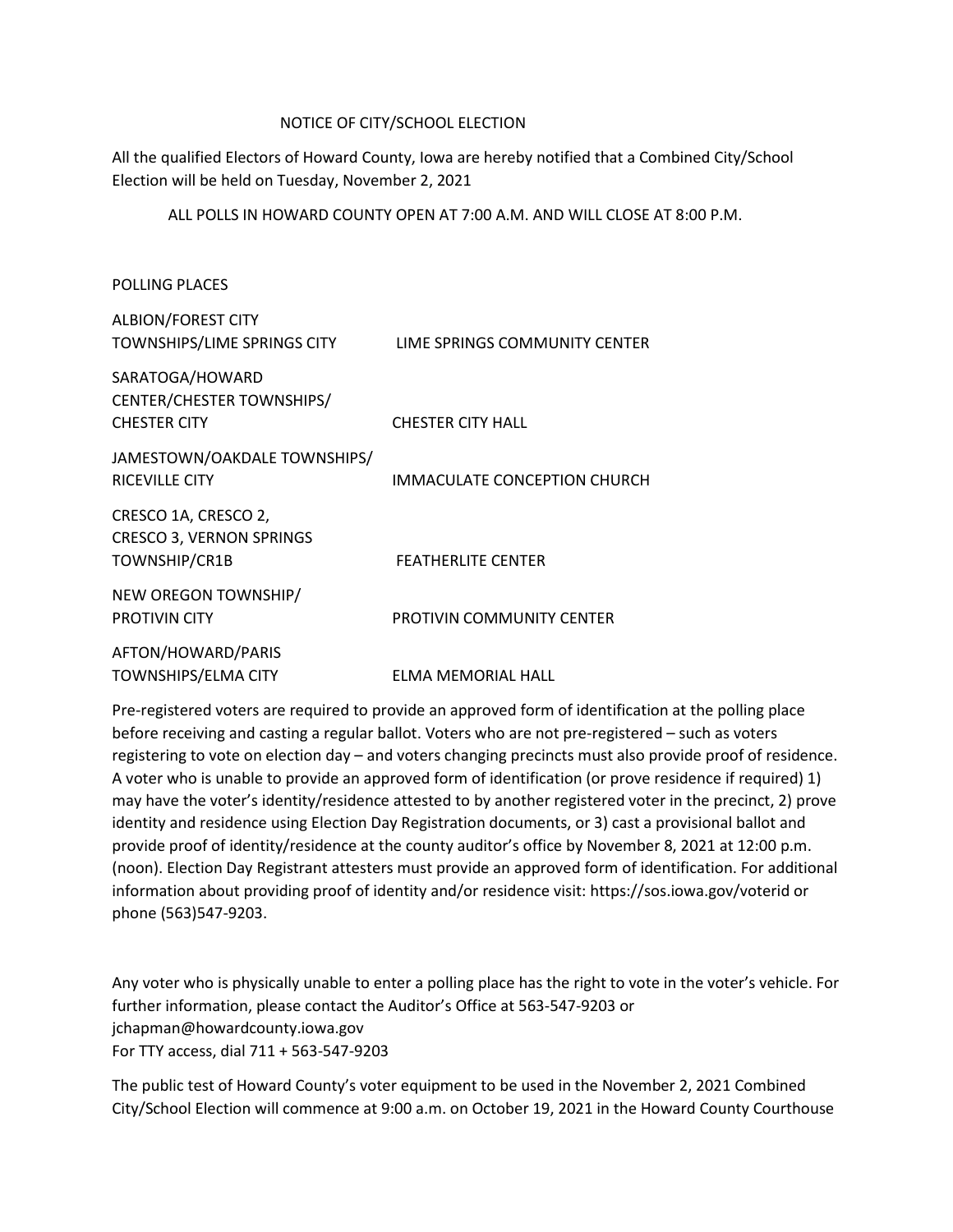# NOTICE OF CITY/SCHOOL ELECTION

All the qualified Electors of Howard County, Iowa are hereby notified that a Combined City/School Election will be held on Tuesday, November 2, 2021

ALL POLLS IN HOWARD COUNTY OPEN AT 7:00 A.M. AND WILL CLOSE AT 8:00 P.M.

POLLING PLACES

| Precinct | Polling Place |
| --- | --- |
| ALBION/FOREST CITY TOWNSHIPS/LIME SPRINGS CITY | LIME SPRINGS COMMUNITY CENTER |
| SARATOGA/HOWARD CENTER/CHESTER TOWNSHIPS/ CHESTER CITY | CHESTER CITY HALL |
| JAMESTOWN/OAKDALE TOWNSHIPS/ RICEVILLE CITY | IMMACULATE CONCEPTION CHURCH |
| CRESCO 1A, CRESCO 2, CRESCO 3, VERNON SPRINGS TOWNSHIP/CR1B | FEATHERLITE CENTER |
| NEW OREGON TOWNSHIP/ PROTIVIN CITY | PROTIVIN COMMUNITY CENTER |
| AFTON/HOWARD/PARIS TOWNSHIPS/ELMA CITY | ELMA MEMORIAL HALL |

Pre-registered voters are required to provide an approved form of identification at the polling place before receiving and casting a regular ballot. Voters who are not pre-registered – such as voters registering to vote on election day – and voters changing precincts must also provide proof of residence. A voter who is unable to provide an approved form of identification (or prove residence if required) 1) may have the voter's identity/residence attested to by another registered voter in the precinct, 2) prove identity and residence using Election Day Registration documents, or 3) cast a provisional ballot and provide proof of identity/residence at the county auditor's office by November 8, 2021 at 12:00 p.m. (noon). Election Day Registrant attesters must provide an approved form of identification. For additional information about providing proof of identity and/or residence visit: https://sos.iowa.gov/voterid or phone (563)547-9203.

Any voter who is physically unable to enter a polling place has the right to vote in the voter's vehicle. For further information, please contact the Auditor's Office at 563-547-9203 or jchapman@howardcounty.iowa.gov
For TTY access, dial 711 + 563-547-9203

The public test of Howard County's voter equipment to be used in the November 2, 2021 Combined City/School Election will commence at 9:00 a.m. on October 19, 2021 in the Howard County Courthouse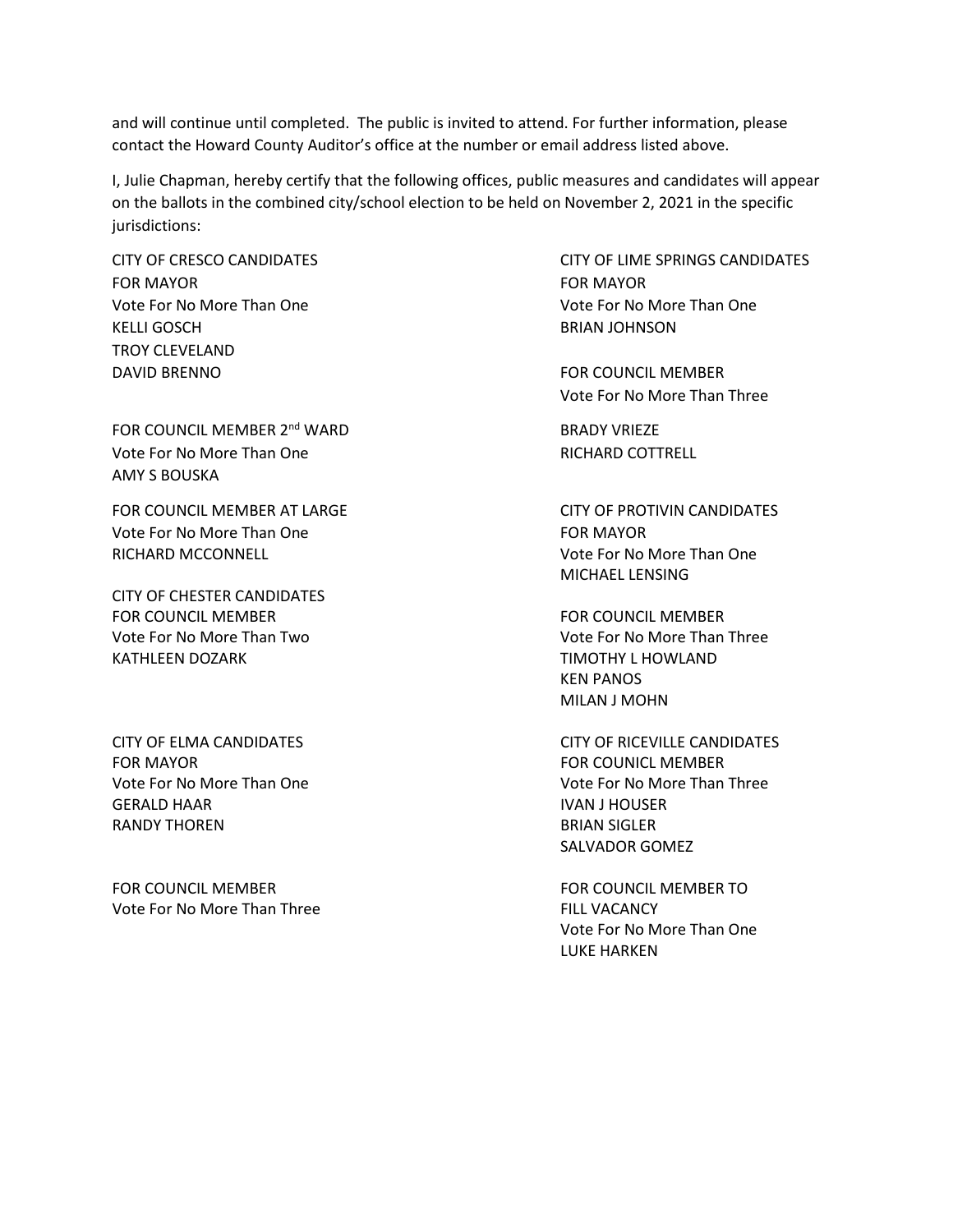and will continue until completed. The public is invited to attend. For further information, please contact the Howard County Auditor's office at the number or email address listed above.

I, Julie Chapman, hereby certify that the following offices, public measures and candidates will appear on the ballots in the combined city/school election to be held on November 2, 2021 in the specific jurisdictions:

CITY OF CRESCO CANDIDATES
FOR MAYOR
Vote For No More Than One
KELLI GOSCH
TROY CLEVELAND
DAVID BRENNO

FOR COUNCIL MEMBER 2nd WARD
Vote For No More Than One
AMY S BOUSKA

FOR COUNCIL MEMBER AT LARGE
Vote For No More Than One
RICHARD MCCONNELL

CITY OF CHESTER CANDIDATES
FOR COUNCIL MEMBER
Vote For No More Than Two
KATHLEEN DOZARK

CITY OF ELMA CANDIDATES
FOR MAYOR
Vote For No More Than One
GERALD HAAR
RANDY THOREN

FOR COUNCIL MEMBER
Vote For No More Than Three

CITY OF LIME SPRINGS CANDIDATES
FOR MAYOR
Vote For No More Than One
BRIAN JOHNSON

FOR COUNCIL MEMBER
Vote For No More Than Three
BRADY VRIEZE
RICHARD COTTRELL

CITY OF PROTIVIN CANDIDATES
FOR MAYOR
Vote For No More Than One
MICHAEL LENSING

FOR COUNCIL MEMBER
Vote For No More Than Three
TIMOTHY L HOWLAND
KEN PANOS
MILAN J MOHN

CITY OF RICEVILLE CANDIDATES
FOR COUNICL MEMBER
Vote For No More Than Three
IVAN J HOUSER
BRIAN SIGLER
SALVADOR GOMEZ

FOR COUNCIL MEMBER TO FILL VACANCY
Vote For No More Than One
LUKE HARKEN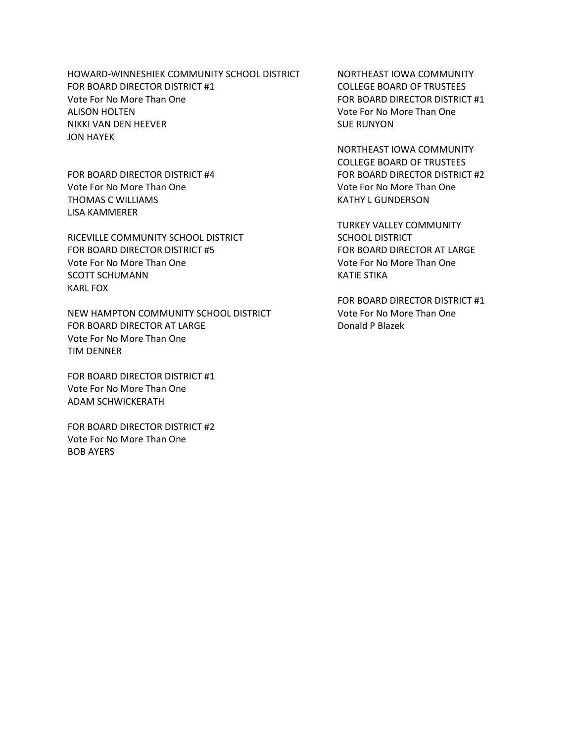HOWARD-WINNESHIEK COMMUNITY SCHOOL DISTRICT
FOR BOARD DIRECTOR DISTRICT #1
Vote For No More Than One
ALISON HOLTEN
NIKKI VAN DEN HEEVER
JON HAYEK

FOR BOARD DIRECTOR DISTRICT #4
Vote For No More Than One
THOMAS C WILLIAMS
LISA KAMMERER

RICEVILLE COMMUNITY SCHOOL DISTRICT
FOR BOARD DIRECTOR DISTRICT #5
Vote For No More Than One
SCOTT SCHUMANN
KARL FOX

NEW HAMPTON COMMUNITY SCHOOL DISTRICT
FOR BOARD DIRECTOR AT LARGE
Vote For No More Than One
TIM DENNER

FOR BOARD DIRECTOR DISTRICT #1
Vote For No More Than One
ADAM SCHWICKERATH

FOR BOARD DIRECTOR DISTRICT #2
Vote For No More Than One
BOB AYERS

NORTHEAST IOWA COMMUNITY
COLLEGE BOARD OF TRUSTEES
FOR BOARD DIRECTOR DISTRICT #1
Vote For No More Than One
SUE RUNYON

NORTHEAST IOWA COMMUNITY
COLLEGE BOARD OF TRUSTEES
FOR BOARD DIRECTOR DISTRICT #2
Vote For No More Than One
KATHY L GUNDERSON

TURKEY VALLEY COMMUNITY
SCHOOL DISTRICT
FOR BOARD DIRECTOR AT LARGE
Vote For No More Than One
KATIE STIKA

FOR BOARD DIRECTOR DISTRICT #1
Vote For No More Than One
Donald P Blazek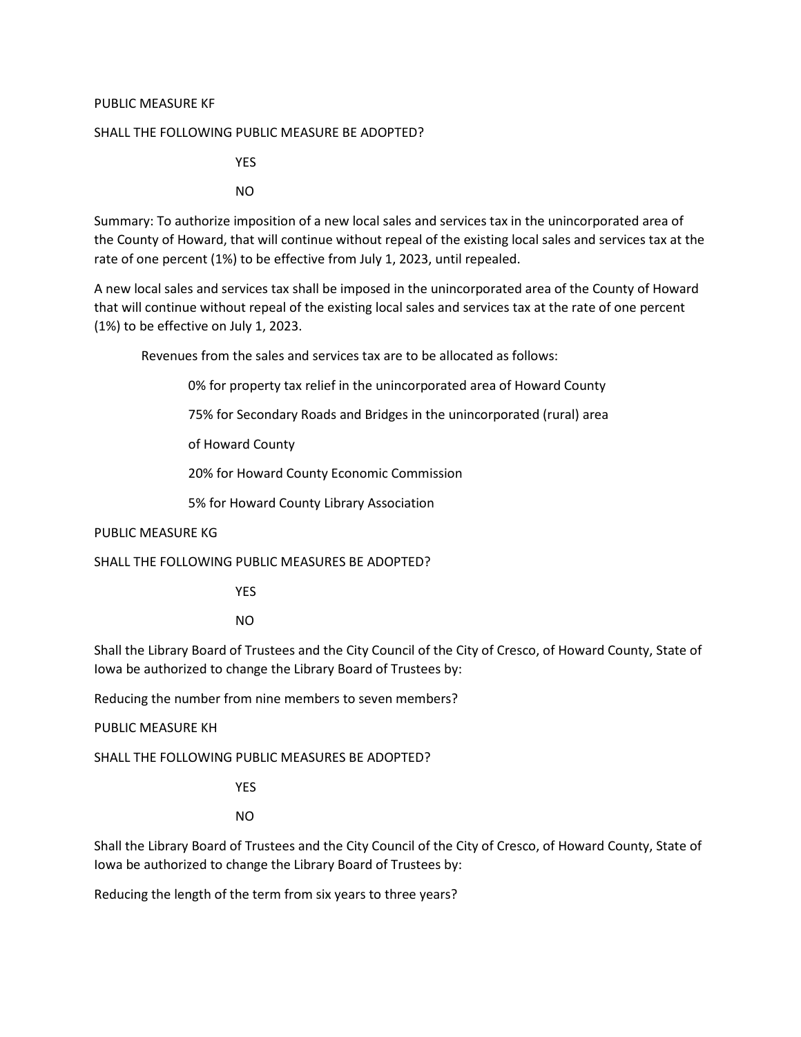PUBLIC MEASURE KF

SHALL THE FOLLOWING PUBLIC MEASURE BE ADOPTED?

YES

NO

Summary: To authorize imposition of a new local sales and services tax in the unincorporated area of the County of Howard, that will continue without repeal of the existing local sales and services tax at the rate of one percent (1%) to be effective from July 1, 2023, until repealed.

A new local sales and services tax shall be imposed in the unincorporated area of the County of Howard that will continue without repeal of the existing local sales and services tax at the rate of one percent (1%) to be effective on July 1, 2023.

Revenues from the sales and services tax are to be allocated as follows:

0% for property tax relief in the unincorporated area of Howard County

75% for Secondary Roads and Bridges in the unincorporated (rural) area of Howard County

20% for Howard County Economic Commission

5% for Howard County Library Association

PUBLIC MEASURE KG

SHALL THE FOLLOWING PUBLIC MEASURES BE ADOPTED?

YES

NO

Shall the Library Board of Trustees and the City Council of the City of Cresco, of Howard County, State of Iowa be authorized to change the Library Board of Trustees by:

Reducing the number from nine members to seven members?

PUBLIC MEASURE KH

SHALL THE FOLLOWING PUBLIC MEASURES BE ADOPTED?

YES

NO

Shall the Library Board of Trustees and the City Council of the City of Cresco, of Howard County, State of Iowa be authorized to change the Library Board of Trustees by:

Reducing the length of the term from six years to three years?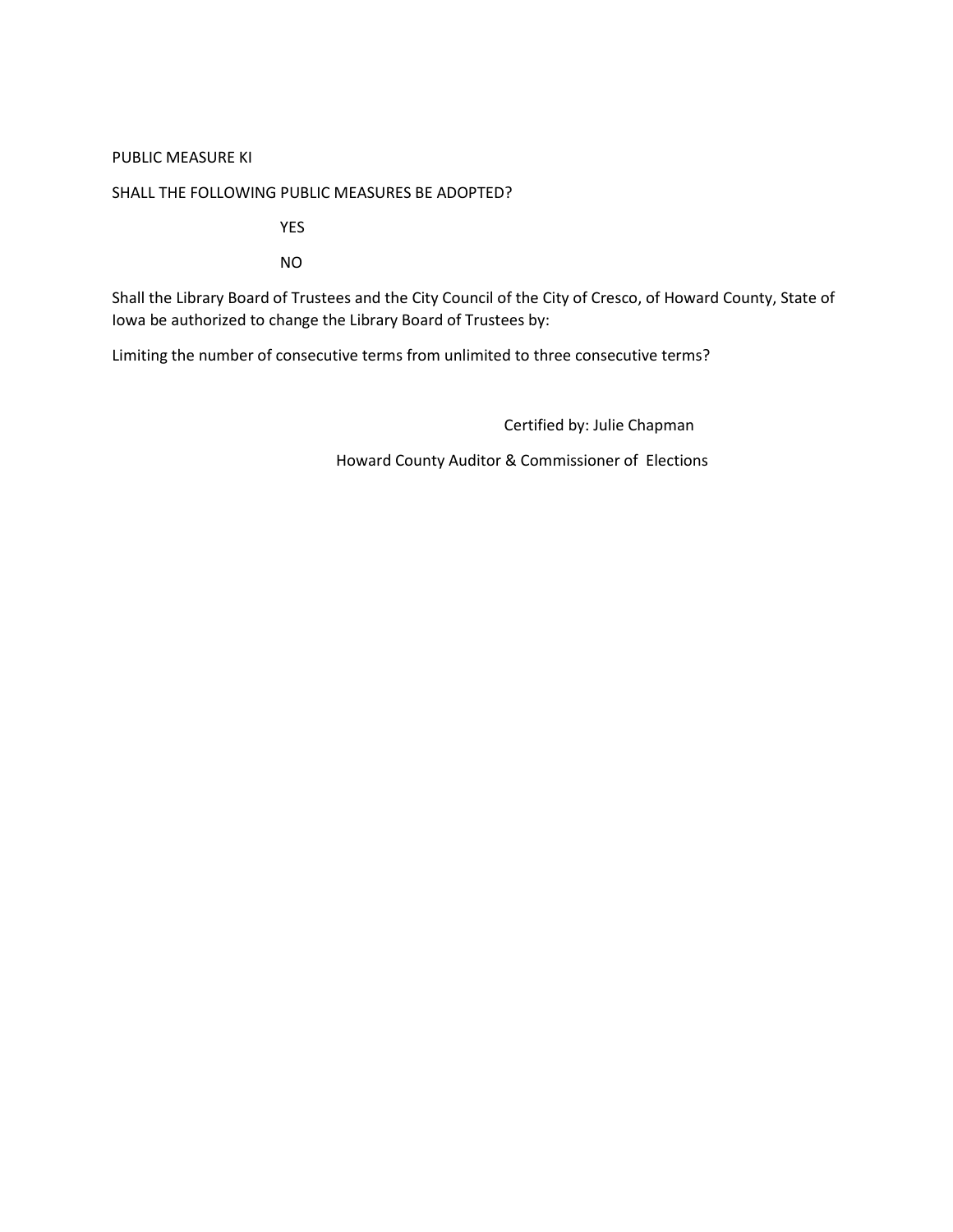PUBLIC MEASURE KI

SHALL THE FOLLOWING PUBLIC MEASURES BE ADOPTED?

YES

NO

Shall the Library Board of Trustees and the City Council of the City of Cresco, of Howard County, State of Iowa be authorized to change the Library Board of Trustees by:

Limiting the number of consecutive terms from unlimited to three consecutive terms?

Certified by: Julie Chapman

Howard County Auditor & Commissioner of Elections